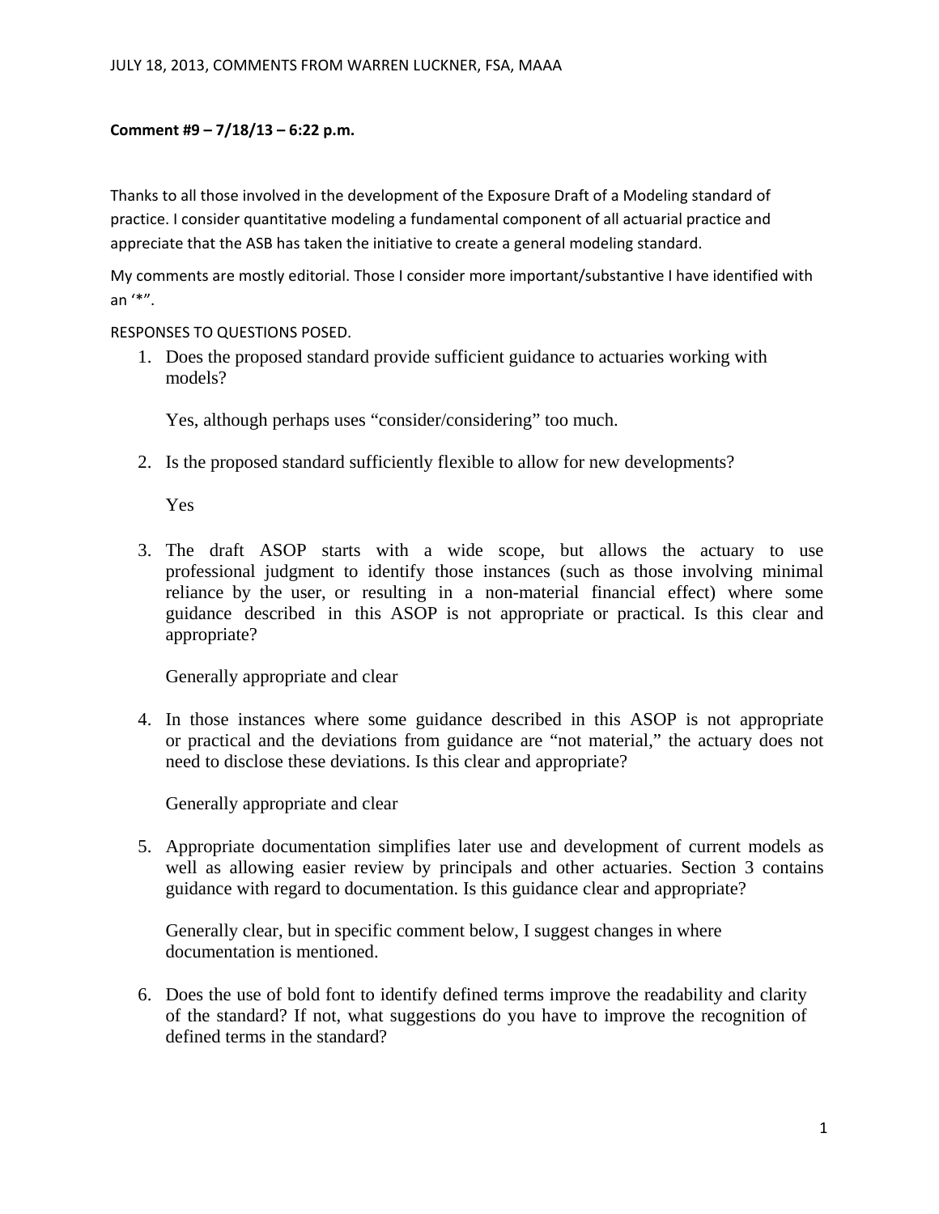JULY 18, 2013, COMMENTS FROM WARREN LUCKNER, FSA, MAAA

**Comment #9 – 7/18/13 – 6:22 p.m.**

Thanks to all those involved in the development of the Exposure Draft of a Modeling standard of practice. I consider quantitative modeling a fundamental component of all actuarial practice and appreciate that the ASB has taken the initiative to create a general modeling standard.

My comments are mostly editorial. Those I consider more important/substantive I have identified with an '*'.

RESPONSES TO QUESTIONS POSED.

1. Does the proposed standard provide sufficient guidance to actuaries working with models?

   Yes, although perhaps uses "consider/considering" too much.

2. Is the proposed standard sufficiently flexible to allow for new developments?

   Yes

3. The draft ASOP starts with a wide scope, but allows the actuary to use professional judgment to identify those instances (such as those involving minimal reliance by the user, or resulting in a non-material financial effect) where some guidance described in this ASOP is not appropriate or practical. Is this clear and appropriate?

   Generally appropriate and clear

4. In those instances where some guidance described in this ASOP is not appropriate or practical and the deviations from guidance are "not material," the actuary does not need to disclose these deviations. Is this clear and appropriate?

   Generally appropriate and clear

5. Appropriate documentation simplifies later use and development of current models as well as allowing easier review by principals and other actuaries. Section 3 contains guidance with regard to documentation. Is this guidance clear and appropriate?

   Generally clear, but in specific comment below, I suggest changes in where documentation is mentioned.

6. Does the use of bold font to identify defined terms improve the readability and clarity of the standard? If not, what suggestions do you have to improve the recognition of defined terms in the standard?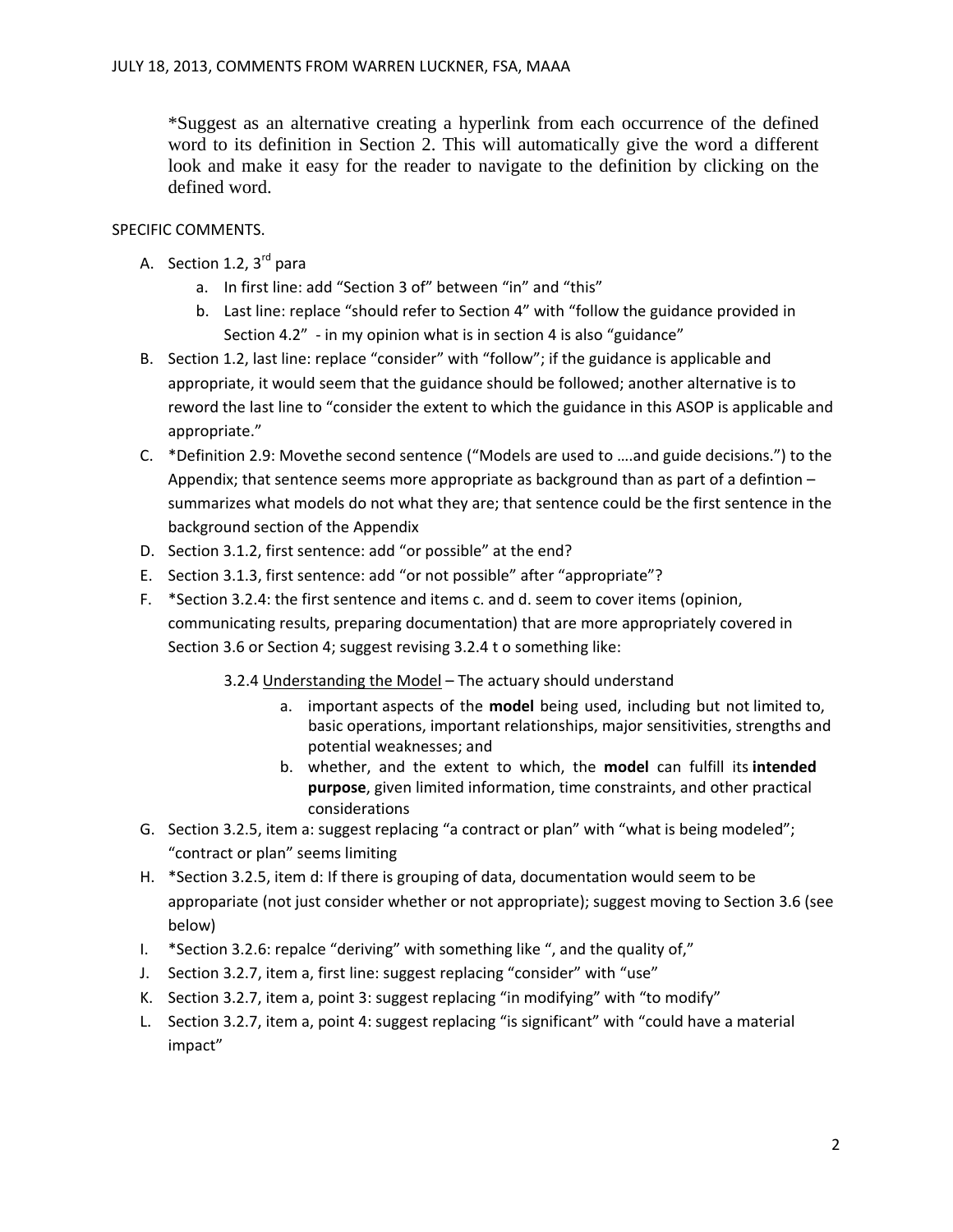*Suggest as an alternative creating a hyperlink from each occurrence of the defined word to its definition in Section 2. This will automatically give the word a different look and make it easy for the reader to navigate to the definition by clicking on the defined word.

SPECIFIC COMMENTS.

A. Section 1.2, 3rd para
   a. In first line: add "Section 3 of" between "in" and "this"
   b. Last line: replace "should refer to Section 4" with "follow the guidance provided in Section 4.2" - in my opinion what is in section 4 is also "guidance"
B. Section 1.2, last line: replace "consider" with "follow"; if the guidance is applicable and appropriate, it would seem that the guidance should be followed; another alternative is to reword the last line to "consider the extent to which the guidance in this ASOP is applicable and appropriate."
C. *Definition 2.9: Movethe second sentence ("Models are used to ….and guide decisions.") to the Appendix; that sentence seems more appropriate as background than as part of a defintion – summarizes what models do not what they are; that sentence could be the first sentence in the background section of the Appendix
D. Section 3.1.2, first sentence: add "or possible" at the end?
E. Section 3.1.3, first sentence: add "or not possible" after "appropriate"?
F. *Section 3.2.4: the first sentence and items c. and d. seem to cover items (opinion, communicating results, preparing documentation) that are more appropriately covered in Section 3.6 or Section 4; suggest revising 3.2.4 t o something like:

   3.2.4 Understanding the Model – The actuary should understand

   a. important aspects of the **model** being used, including but not limited to, basic operations, important relationships, major sensitivities, strengths and potential weaknesses; and
   b. whether, and the extent to which, the **model** can fulfill its **intended purpose**, given limited information, time constraints, and other practical considerations

G. Section 3.2.5, item a: suggest replacing "a contract or plan" with "what is being modeled"; "contract or plan" seems limiting
H. *Section 3.2.5, item d: If there is grouping of data, documentation would seem to be approapariate (not just consider whether or not appropriate); suggest moving to Section 3.6 (see below)
I. *Section 3.2.6: repalce "deriving" with something like ", and the quality of,"
J. Section 3.2.7, item a, first line: suggest replacing "consider" with "use"
K. Section 3.2.7, item a, point 3: suggest replacing "in modifying" with "to modify"
L. Section 3.2.7, item a, point 4: suggest replacing "is significant" with "could have a material impact"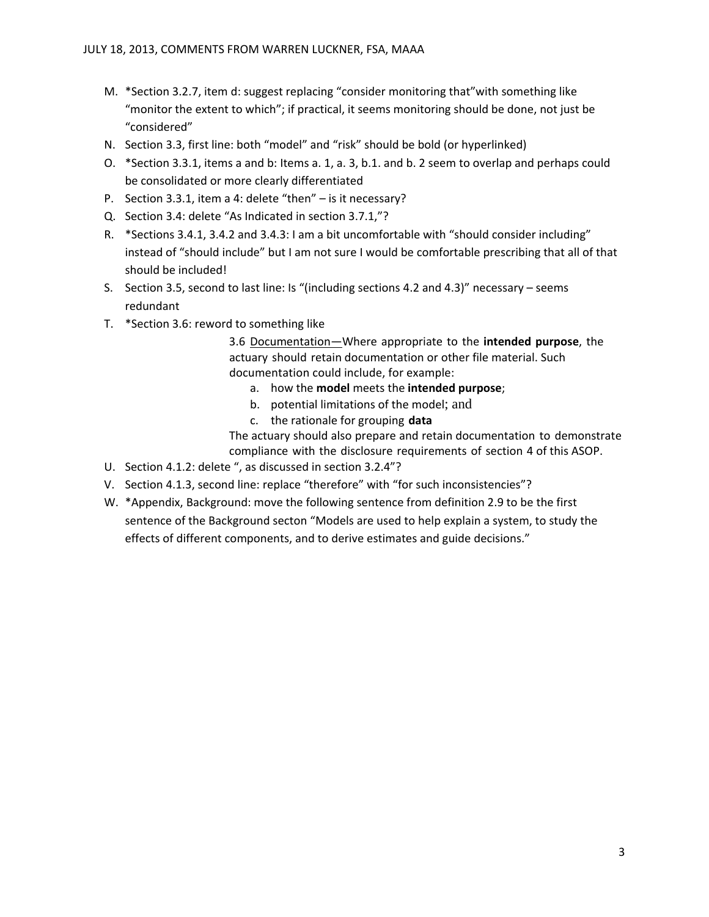M. *Section 3.2.7, item d: suggest replacing "consider monitoring that"with something like "monitor the extent to which"; if practical, it seems monitoring should be done, not just be "considered"

N. Section 3.3, first line: both "model" and "risk" should be bold (or hyperlinked)

O. *Section 3.3.1, items a and b: Items a. 1, a. 3, b.1. and b. 2 seem to overlap and perhaps could be consolidated or more clearly differentiated

P. Section 3.3.1, item a 4: delete "then" – is it necessary?

Q. Section 3.4: delete "As Indicated in section 3.7.1,"?

R. *Sections 3.4.1, 3.4.2 and 3.4.3: I am a bit uncomfortable with "should consider including" instead of "should include" but I am not sure I would be comfortable prescribing that all of that should be included!

S. Section 3.5, second to last line: Is "(including sections 4.2 and 4.3)" necessary – seems redundant

T. *Section 3.6: reword to something like

> 3.6 Documentation—Where appropriate to the **intended purpose**, the actuary should retain documentation or other file material. Such documentation could include, for example:
>
> a. how the **model** meets the **intended purpose**;
> b. potential limitations of the model; and
> c. the rationale for grouping **data**
>
> The actuary should also prepare and retain documentation to demonstrate compliance with the disclosure requirements of section 4 of this ASOP.

U. Section 4.1.2: delete ", as discussed in section 3.2.4"?

V. Section 4.1.3, second line: replace "therefore" with "for such inconsistencies"?

W. *Appendix, Background: move the following sentence from definition 2.9 to be the first sentence of the Background secton "Models are used to help explain a system, to study the effects of different components, and to derive estimates and guide decisions."